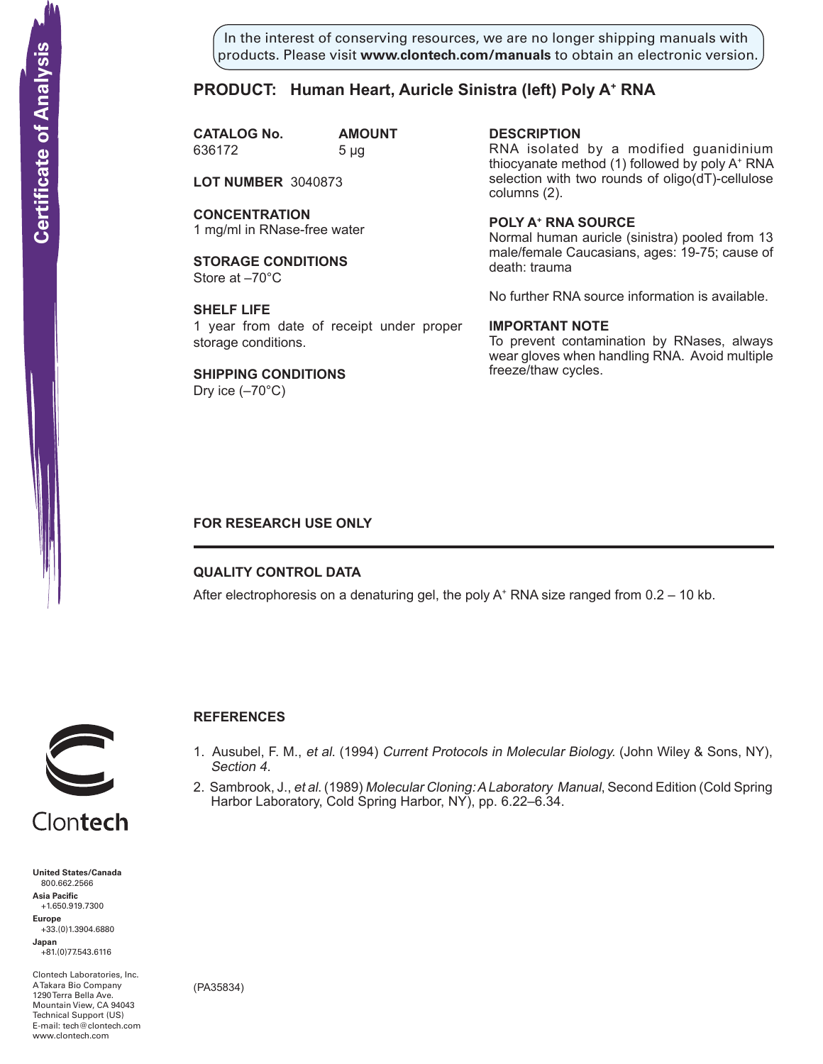In the interest of conserving resources, we are no longer shipping manuals with products. Please visit **www.clontech.com/manuals** to obtain an electronic version.

# Certificate of Analysis

## PRODUCT: Human Heart, Auricle Sinistra (left) Poly A+ RNA

**CATALOG No.** 636172

**AMOUNT** 5 µg

**LOT NUMBER** 3040873

**CONCENTRATION**
1 mg/ml in RNase-free water

**STORAGE CONDITIONS**
Store at –70°C

**SHELF LIFE**
1 year from date of receipt under proper storage conditions.

**SHIPPING CONDITIONS**
Dry ice (–70°C)

**DESCRIPTION**
RNA isolated by a modified guanidinium thiocyanate method (1) followed by poly A+ RNA selection with two rounds of oligo(dT)-cellulose columns (2).

**POLY A+ RNA SOURCE**
Normal human auricle (sinistra) pooled from 13 male/female Caucasians, ages: 19-75; cause of death: trauma

No further RNA source information is available.

**IMPORTANT NOTE**
To prevent contamination by RNases, always wear gloves when handling RNA. Avoid multiple freeze/thaw cycles.

**FOR RESEARCH USE ONLY**

---

### QUALITY CONTROL DATA

After electrophoresis on a denaturing gel, the poly A+ RNA size ranged from 0.2 – 10 kb.

### REFERENCES

1. Ausubel, F. M., *et al.* (1994) *Current Protocols in Molecular Biology.* (John Wiley & Sons, NY), *Section 4.*
2. Sambrook, J., *et al.* (1989) *Molecular Cloning: A Laboratory Manual*, Second Edition (Cold Spring Harbor Laboratory, Cold Spring Harbor, NY), pp. 6.22–6.34.

Clontech

**United States/Canada**
800.662.2566
**Asia Pacific**
+1.650.919.7300
**Europe**
+33.(0)1.3904.6880
**Japan**
+81.(0)77.543.6116

Clontech Laboratories, Inc.
A Takara Bio Company
1290 Terra Bella Ave.
Mountain View, CA 94043
Technical Support (US)
E-mail: tech@clontech.com
www.clontech.com

(PA35834)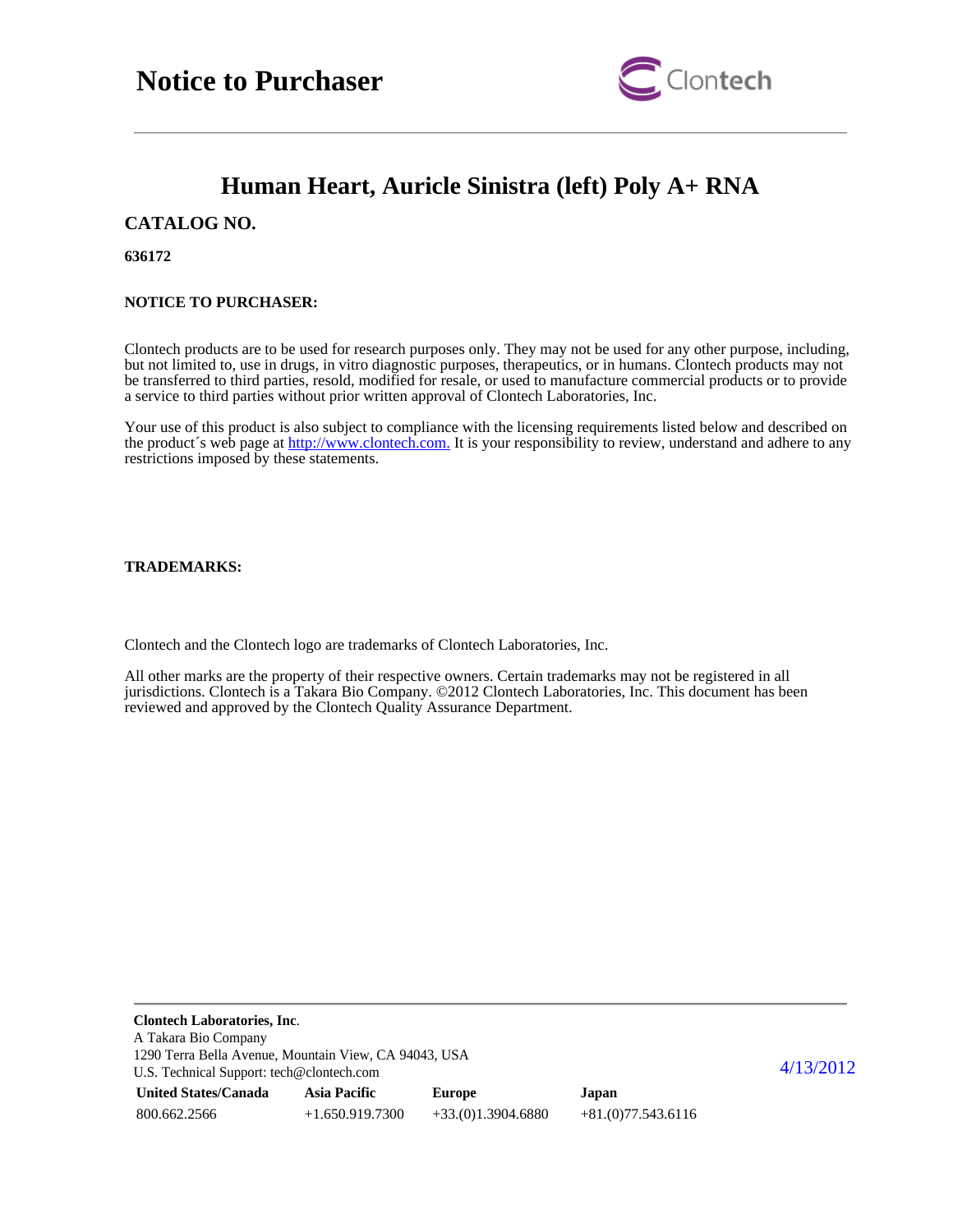# Notice to Purchaser

## Human Heart, Auricle Sinistra (left) Poly A+ RNA

### CATALOG NO.

**636172**

**NOTICE TO PURCHASER:**

Clontech products are to be used for research purposes only. They may not be used for any other purpose, including, but not limited to, use in drugs, in vitro diagnostic purposes, therapeutics, or in humans. Clontech products may not be transferred to third parties, resold, modified for resale, or used to manufacture commercial products or to provide a service to third parties without prior written approval of Clontech Laboratories, Inc.

Your use of this product is also subject to compliance with the licensing requirements listed below and described on the product´s web page at http://www.clontech.com. It is your responsibility to review, understand and adhere to any restrictions imposed by these statements.

**TRADEMARKS:**

Clontech and the Clontech logo are trademarks of Clontech Laboratories, Inc.

All other marks are the property of their respective owners. Certain trademarks may not be registered in all jurisdictions. Clontech is a Takara Bio Company. ©2012 Clontech Laboratories, Inc. This document has been reviewed and approved by the Clontech Quality Assurance Department.

**Clontech Laboratories, Inc**.
A Takara Bio Company
1290 Terra Bella Avenue, Mountain View, CA 94043, USA
U.S. Technical Support: tech@clontech.com

| United States/Canada | Asia Pacific | Europe | Japan |
|---|---|---|---|
| 800.662.2566 | +1.650.919.7300 | +33.(0)1.3904.6880 | +81.(0)77.543.6116 |

4/13/2012